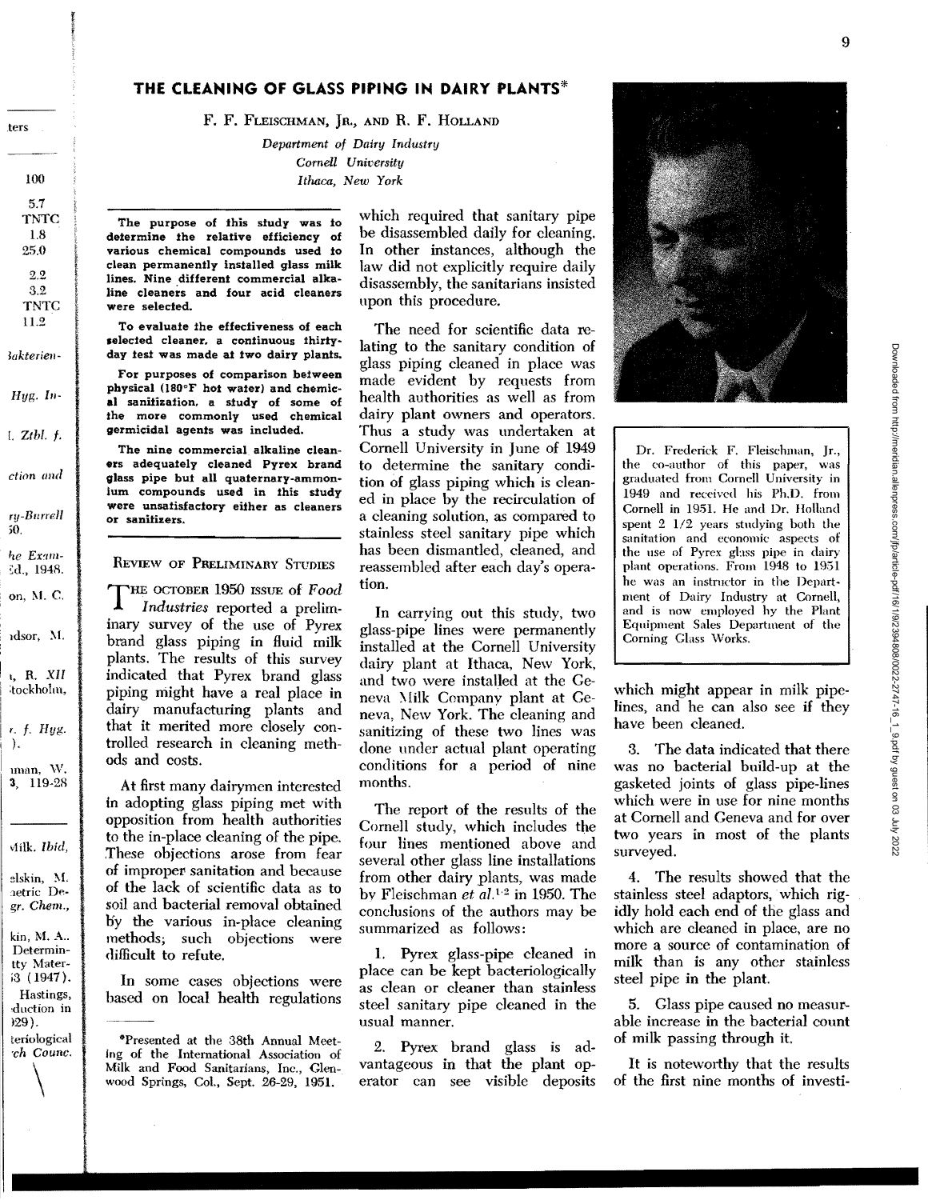# THE CLEANING OF GLASS PIPING IN DAIRY PLANTS*

F. F. FLEISCHMAN, JR., AND R. F. HOLLAND

*Department of Dairy Industry*
*Cornell University*
*Ithaca, New York*

**The purpose of this study was to determine the relative efficiency of various chemical compounds used to clean permanently installed glass milk lines. Nine different commercial alkaline cleaners and four acid cleaners were selected.**

**To evaluate the effectiveness of each selected cleaner, a continuous thirty-day test was made at two dairy plants.**

**For purposes of comparison between physical (180°F hot water) and chemical sanitization, a study of some of the more commonly used chemical germicidal agents was included.**

**The nine commercial alkaline cleaners adequately cleaned Pyrex brand glass pipe but all quaternary-ammonium compounds used in this study were unsatisfactory either as cleaners or sanitizers.**

## REVIEW OF PRELIMINARY STUDIES

THE OCTOBER 1950 ISSUE of *Food Industries* reported a preliminary survey of the use of Pyrex brand glass piping in fluid milk plants. The results of this survey indicated that Pyrex brand glass piping might have a real place in dairy manufacturing plants and that it merited more closely controlled research in cleaning methods and costs.

At first many dairymen interested in adopting glass piping met with opposition from health authorities to the in-place cleaning of the pipe. These objections arose from fear of improper sanitation and because of the lack of scientific data as to soil and bacterial removal obtained by the various in-place cleaning methods; such objections were difficult to refute.

In some cases objections were based on local health regulations which required that sanitary pipe be disassembled daily for cleaning. In other instances, although the law did not explicitly require daily disassembly, the sanitarians insisted upon this procedure.

The need for scientific data relating to the sanitary condition of glass piping cleaned in place was made evident by requests from health authorities as well as from dairy plant owners and operators. Thus a study was undertaken at Cornell University in June of 1949 to determine the sanitary condition of glass piping which is cleaned in place by the recirculation of a cleaning solution, as compared to stainless steel sanitary pipe which has been dismantled, cleaned, and reassembled after each day's operation.

In carrying out this study, two glass-pipe lines were permanently installed at the Cornell University dairy plant at Ithaca, New York, and two were installed at the Geneva Milk Company plant at Geneva, New York. The cleaning and sanitizing of these two lines was done under actual plant operating conditions for a period of nine months.

The report of the results of the Cornell study, which includes the four lines mentioned above and several other glass line installations from other dairy plants, was made by Fleischman *et al.*[1,2] in 1950. The conclusions of the authors may be summarized as follows:

1. Pyrex glass-pipe cleaned in place can be kept bacteriologically as clean or cleaner than stainless steel sanitary pipe cleaned in the usual manner.

2. Pyrex brand glass is advantageous in that the plant operator can see visible deposits which might appear in milk pipelines, and he can also see if they have been cleaned.

3. The data indicated that there was no bacterial build-up at the gasketed joints of glass pipe-lines which were in use for nine months at Cornell and Geneva and for over two years in most of the plants surveyed.

4. The results showed that the stainless steel adaptors, which rigidly hold each end of the glass and which are cleaned in place, are no more a source of contamination of milk than is any other stainless steel pipe in the plant.

5. Glass pipe caused no measurable increase in the bacterial count of milk passing through it.

It is noteworthy that the results of the first nine months of investi-

Dr. Frederick F. Fleischman, Jr., the co-author of this paper, was graduated from Cornell University in 1949 and received his Ph.D. from Cornell in 1951. He and Dr. Holland spent 2 1/2 years studying both the sanitation and economic aspects of the use of Pyrex glass pipe in dairy plant operations. From 1948 to 1951 he was an instructor in the Department of Dairy Industry at Cornell, and is now employed by the Plant Equipment Sales Department of the Corning Glass Works.

---

*Presented at the 38th Annual Meeting of the International Association of Milk and Food Sanitarians, Inc., Glenwood Springs, Col., Sept. 26-29, 1951.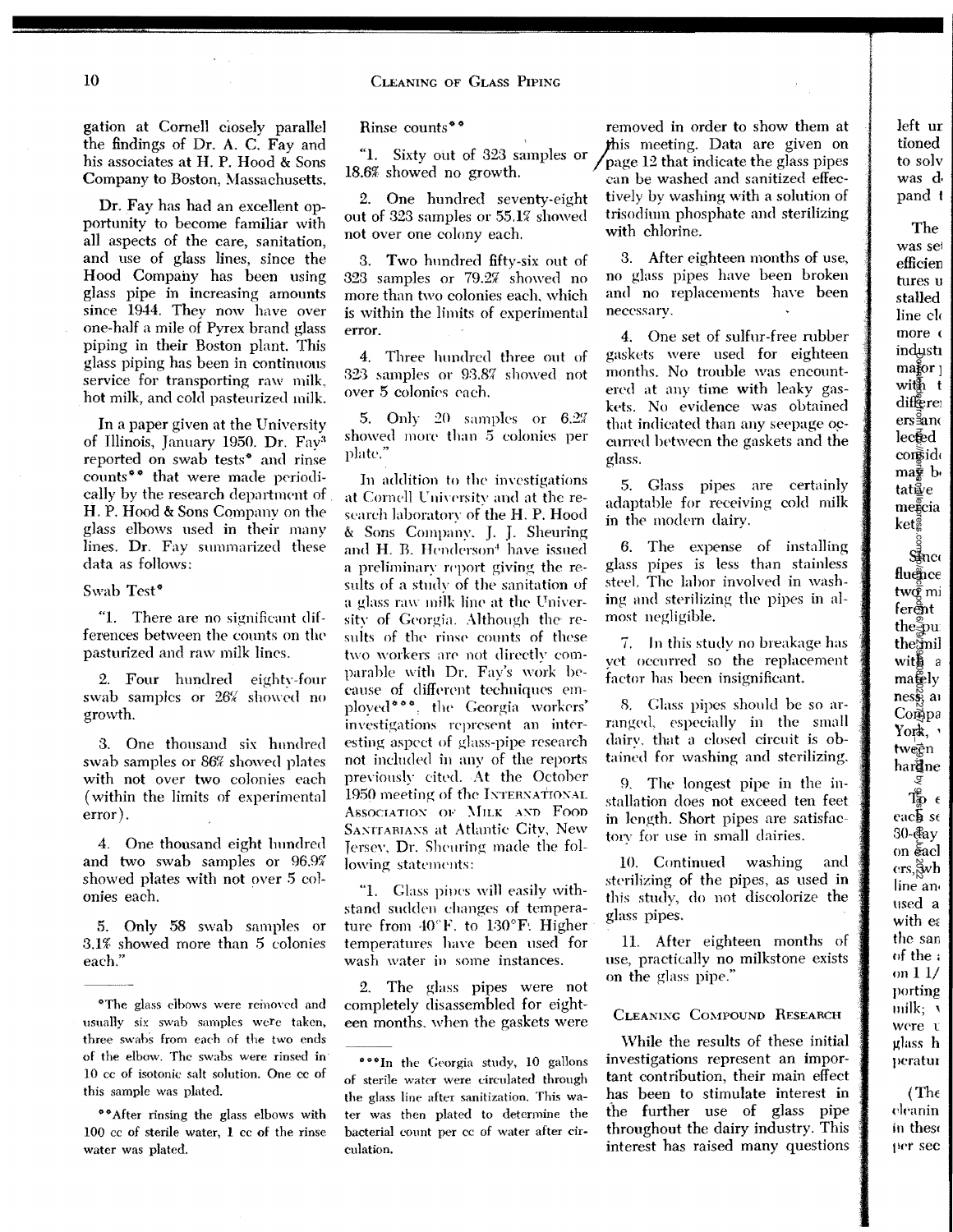gation at Cornell closely parallel the findings of Dr. A. C. Fay and his associates at H. P. Hood & Sons Company to Boston, Massachusetts.

Dr. Fay has had an excellent opportunity to become familiar with all aspects of the care, sanitation, and use of glass lines, since the Hood Company has been using glass pipe in increasing amounts since 1944. They now have over one-half a mile of Pyrex brand glass piping in their Boston plant. This glass piping has been in continuous service for transporting raw milk, hot milk, and cold pasteurized milk.

In a paper given at the University of Illinois, January 1950. Dr. Fay[3] reported on swab tests* and rinse counts** that were made periodically by the research department of H. P. Hood & Sons Company on the glass elbows used in their many lines. Dr. Fay summarized these data as follows:

Swab Test*

"1. There are no significant differences between the counts on the pasturized and raw milk lines.

2. Four hundred eighty-four swab samples or 26% showed no growth.

3. One thousand six hundred swab samples or 86% showed plates with not over two colonies each (within the limits of experimental error).

4. One thousand eight hundred and two swab samples or 96.9% showed plates with not over 5 colonies each.

5. Only 58 swab samples or 3.1% showed more than 5 colonies each."

Rinse counts**

"1. Sixty out of 323 samples or 18.6% showed no growth.

2. One hundred seventy-eight out of 323 samples or 55.1% showed not over one colony each.

3. Two hundred fifty-six out of 323 samples or 79.2% showed no more than two colonies each, which is within the limits of experimental error.

4. Three hundred three out of 323 samples or 93.8% showed not over 5 colonies each.

5. Only 20 samples or 6.2% showed more than 5 colonies per plate."

In addition to the investigations at Cornell University and at the research laboratory of the H. P. Hood & Sons Company, J. J. Sheuring and H. B. Henderson[4] have issued a preliminary report giving the results of a study of the sanitation of a glass raw milk line at the University of Georgia. Although the results of the rinse counts of these two workers are not directly comparable with Dr. Fay's work because of different techniques employed***, the Georgia workers' investigations represent an interesting aspect of glass-pipe research not included in any of the reports previously cited. At the October 1950 meeting of the INTERNATIONAL ASSOCIATION OF MILK AND FOOD SANITARIANS at Atlantic City, New Jersey, Dr. Sheuring made the following statements:

"1. Glass pipes will easily withstand sudden changes of temperature from 40°F. to 130°F. Higher temperatures have been used for wash water in some instances.

2. The glass pipes were not completely disassembled for eighteen months, when the gaskets were removed in order to show them at this meeting. Data are given on page 12 that indicate the glass pipes can be washed and sanitized effectively by washing with a solution of trisodium phosphate and sterilizing with chlorine.

3. After eighteen months of use, no glass pipes have been broken and no replacements have been necessary.

4. One set of sulfur-free rubber gaskets were used for eighteen months. No trouble was encountered at any time with leaky gaskets. No evidence was obtained that indicated than any seepage occurred between the gaskets and the glass.

5. Glass pipes are certainly adaptable for receiving cold milk in the modern dairy.

6. The expense of installing glass pipes is less than stainless steel. The labor involved in washing and sterilizing the pipes in almost negligible.

7. In this study no breakage has yet occurred so the replacement factor has been insignificant.

8. Glass pipes should be so arranged, especially in the small dairy, that a closed circuit is obtained for washing and sterilizing.

9. The longest pipe in the installation does not exceed ten feet in length. Short pipes are satisfactory for use in small dairies.

10. Continued washing and sterilizing of the pipes, as used in this study, do not discolorize the glass pipes.

11. After eighteen months of use, practically no milkstone exists on the glass pipe."

## CLEANING COMPOUND RESEARCH

While the results of these initial investigations represent an important contribution, their main effect has been to stimulate interest in the further use of glass pipe throughout the dairy industry. This interest has raised many questions

---

*The glass elbows were removed and usually six swab samples were taken, three swabs from each of the two ends of the elbow. The swabs were rinsed in 10 cc of isotonic salt solution. One cc of this sample was plated.

**After rinsing the glass elbows with 100 cc of sterile water, 1 cc of the rinse water was plated.

***In the Georgia study, 10 gallons of sterile water were circulated through the glass line after sanitization. This water was then plated to determine the bacterial count per cc of water after circulation.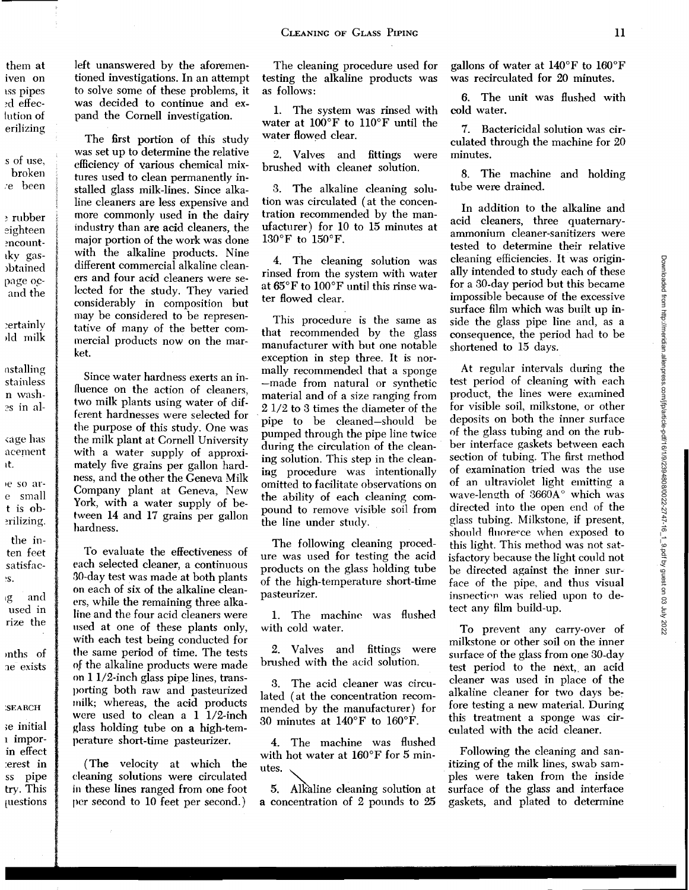left unanswered by the aforementioned investigations. In an attempt to solve some of these problems, it was decided to continue and expand the Cornell investigation.

The first portion of this study was set up to determine the relative efficiency of various chemical mixtures used to clean permanently installed glass milk-lines. Since alkaline cleaners are less expensive and more commonly used in the dairy industry than are acid cleaners, the major portion of the work was done with the alkaline products. Nine different commercial alkaline cleaners and four acid cleaners were selected for the study. They varied considerably in composition but may be considered to be representative of many of the better commercial products now on the market.

Since water hardness exerts an influence on the action of cleaners, two milk plants using water of different hardnesses were selected for the purpose of this study. One was the milk plant at Cornell University with a water supply of approximately five grains per gallon hardness, and the other the Geneva Milk Company plant at Geneva, New York, with a water supply of between 14 and 17 grains per gallon hardness.

To evaluate the effectiveness of each selected cleaner, a continuous 30-day test was made at both plants on each of six of the alkaline cleaners, while the remaining three alkaline and the four acid cleaners were used at one of these plants only, with each test being conducted for the same period of time. The tests of the alkaline products were made on 1 1/2-inch glass pipe lines, transporting both raw and pasteurized milk; whereas, the acid products were used to clean a 1 1/2-inch glass holding tube on a high-temperature short-time pasteurizer.

(The velocity at which the cleaning solutions were circulated in these lines ranged from one foot per second to 10 feet per second.)

The cleaning procedure used for testing the alkaline products was as follows:

1. The system was rinsed with water at 100°F to 110°F until the water flowed clear.

2. Valves and fittings were brushed with cleaner solution.

3. The alkaline cleaning solution was circulated (at the concentration recommended by the manufacturer) for 10 to 15 minutes at 130°F to 150°F.

4. The cleaning solution was rinsed from the system with water at 65°F to 100°F until this rinse water flowed clear.

This procedure is the same as that recommended by the glass manufacturer with but one notable exception in step three. It is normally recommended that a sponge —made from natural or synthetic material and of a size ranging from 2 1/2 to 3 times the diameter of the pipe to be cleaned—should be pumped through the pipe line twice during the circulation of the cleaning solution. This step in the cleaning procedure was intentionally omitted to facilitate observations on the ability of each cleaning compound to remove visible soil from the line under study.

The following cleaning procedure was used for testing the acid products on the glass holding tube of the high-temperature short-time pasteurizer.

1. The machine was flushed with cold water.

2. Valves and fittings were brushed with the acid solution.

3. The acid cleaner was circulated (at the concentration recommended by the manufacturer) for 30 minutes at 140°F to 160°F.

4. The machine was flushed with hot water at 160°F for 5 minutes.

5. Alkaline cleaning solution at a concentration of 2 pounds to 25 gallons of water at 140°F to 160°F was recirculated for 20 minutes.

6. The unit was flushed with cold water.

7. Bactericidal solution was circulated through the machine for 20 minutes.

8. The machine and holding tube were drained.

In addition to the alkaline and acid cleaners, three quaternary-ammonium cleaner-sanitizers were tested to determine their relative cleaning efficiencies. It was originally intended to study each of these for a 30-day period but this became impossible because of the excessive surface film which was built up inside the glass pipe line and, as a consequence, the period had to be shortened to 15 days.

At regular intervals during the test period of cleaning with each product, the lines were examined for visible soil, milkstone, or other deposits on both the inner surface of the glass tubing and on the rubber interface gaskets between each section of tubing. The first method of examination tried was the use of an ultraviolet light emitting a wave-length of 3660A° which was directed into the open end of the glass tubing. Milkstone, if present, should fluoresce when exposed to this light. This method was not satisfactory because the light could not be directed against the inner surface of the pipe, and thus visual inspection was relied upon to detect any film build-up.

To prevent any carry-over of milkstone or other soil on the inner surface of the glass from one 30-day test period to the next, an acid cleaner was used in place of the alkaline cleaner for two days before testing a new material. During this treatment a sponge was circulated with the acid cleaner.

Following the cleaning and sanitizing of the milk lines, swab samples were taken from the inside surface of the glass and interface gaskets, and plated to determine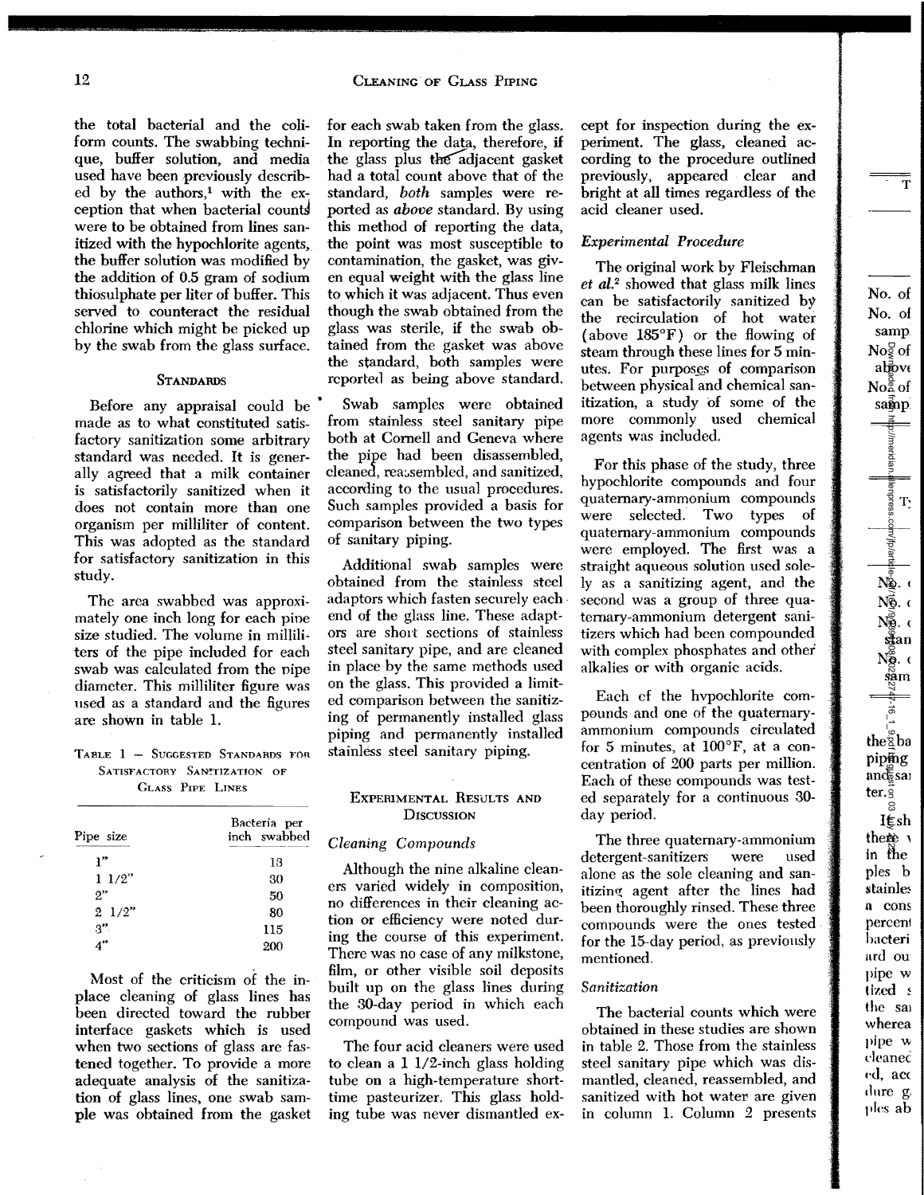the total bacterial and the coliform counts. The swabbing technique, buffer solution, and media used have been previously described by the authors,[1] with the exception that when bacterial counts were to be obtained from lines sanitized with the hypochlorite agents, the buffer solution was modified by the addition of 0.5 gram of sodium thiosulphate per liter of buffer. This served to counteract the residual chlorine which might be picked up by the swab from the glass surface.

## Standards

Before any appraisal could be made as to what constituted satisfactory sanitization some arbitrary standard was needed. It is generally agreed that a milk container is satisfactorily sanitized when it does not contain more than one organism per milliliter of content. This was adopted as the standard for satisfactory sanitization in this study.

The area swabbed was approximately one inch long for each pipe size studied. The volume in milliliters of the pipe included for each swab was calculated from the pipe diameter. This milliliter figure was used as a standard and the figures are shown in table 1.

Table 1 — Suggested Standards for Satisfactory Sanitization of Glass Pipe Lines

| Pipe size | Bacteria per inch swabbed |
|---|---|
| 1" | 13 |
| 1 1/2" | 30 |
| 2" | 50 |
| 2 1/2" | 80 |
| 3" | 115 |
| 4" | 200 |

Most of the criticism of the in-place cleaning of glass lines has been directed toward the rubber interface gaskets which is used when two sections of glass are fastened together. To provide a more adequate analysis of the sanitization of glass lines, one swab sample was obtained from the gasket for each swab taken from the glass. In reporting the data, therefore, if the glass plus the adjacent gasket had a total count above that of the standard, *both* samples were reported as *above* standard. By using this method of reporting the data, the point was most susceptible to contamination, the gasket, was given equal weight with the glass line to which it was adjacent. Thus even though the swab obtained from the glass was sterile, if the swab obtained from the gasket was above the standard, both samples were reported as being above standard.

Swab samples were obtained from stainless steel sanitary pipe both at Cornell and Geneva where the pipe had been disassembled, cleaned, reassembled, and sanitized, according to the usual procedures. Such samples provided a basis for comparison between the two types of sanitary piping.

Additional swab samples were obtained from the stainless steel adaptors which fasten securely each end of the glass line. These adaptors are short sections of stainless steel sanitary pipe, and are cleaned in place by the same methods used on the glass. This provided a limited comparison between the sanitizing of permanently installed glass piping and permanently installed stainless steel sanitary piping.

## Experimental Results and Discussion

### *Cleaning Compounds*

Although the nine alkaline cleaners varied widely in composition, no differences in their cleaning action or efficiency were noted during the course of this experiment. There was no case of any milkstone, film, or other visible soil deposits built up on the glass lines during the 30-day period in which each compound was used.

The four acid cleaners were used to clean a 1 1/2-inch glass holding tube on a high-temperature short-time pasteurizer. This glass holding tube was never dismantled except for inspection during the experiment. The glass, cleaned according to the procedure outlined previously, appeared clear and bright at all times regardless of the acid cleaner used.

### *Experimental Procedure*

The original work by Fleischman *et al.*[2] showed that glass milk lines can be satisfactorily sanitized by the recirculation of hot water (above 185°F) or the flowing of steam through these lines for 5 minutes. For purposes of comparison between physical and chemical sanitization, a study of some of the more commonly used chemical agents was included.

For this phase of the study, three hypochlorite compounds and four quaternary-ammonium compounds were selected. Two types of quaternary-ammonium compounds were employed. The first was a straight aqueous solution used solely as a sanitizing agent, and the second was a group of three quaternary-ammonium detergent sanitizers which had been compounded with complex phosphates and other alkalies or with organic acids.

Each of the hypochlorite compounds and one of the quaternary-ammonium compounds circulated for 5 minutes, at 100°F, at a concentration of 200 parts per million. Each of these compounds was tested separately for a continuous 30-day period.

The three quaternary-ammonium detergent-sanitizers were used alone as the sole cleaning and sanitizing agent after the lines had been thoroughly rinsed. These three compounds were the ones tested for the 15-day period, as previously mentioned.

### *Sanitization*

The bacterial counts which were obtained in these studies are shown in table 2. Those from the stainless steel sanitary pipe which was dismantled, cleaned, reassembled, and sanitized with hot water are given in column 1. Column 2 presents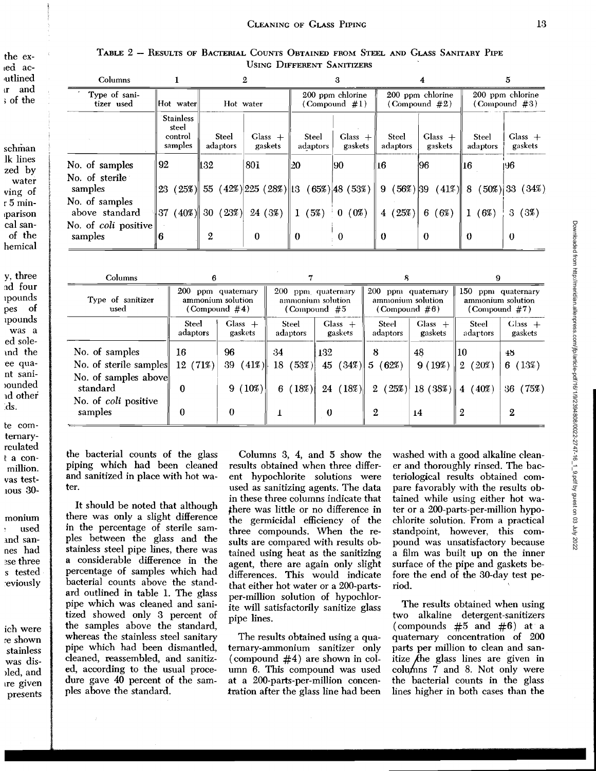Table 2 — Results of Bacterial Counts Obtained from Steel and Glass Sanitary Pipe Using Different Sanitizers

| Columns | 1 | 2 | | 3 | | 4 | | 5 | |
|---|---|---|---|---|---|---|---|---|---|
| Type of sanitizer used | Hot water | Hot water | | 200 ppm chlorine (Compound #1) | | 200 ppm chlorine (Compound #2) | | 200 ppm chlorine (Compound #3) | |
| | Stainless steel control samples | Steel adaptors | Glass + gaskets | Steel adaptors | Glass + gaskets | Steel adaptors | Glass + gaskets | Steel adaptors | Glass + gaskets |
| No. of samples | 92 | 132 | 801 | 20 | 90 | 16 | 96 | 16 | 96 |
| No. of sterile samples | 23 (25%) | 55 (42%) | 225 (28%) | 13 (65%) | 48 (53%) | 9 (56%) | 39 (41%) | 8 (50%) | 33 (34%) |
| No. of samples above standard | 37 (40%) | 30 (23%) | 24 (3%) | 1 (5%) | 0 (0%) | 4 (25%) | 6 (6%) | 1 (6%) | 3 (3%) |
| No. of *coli* positive samples | 6 | 2 | 0 | 0 | 0 | 0 | 0 | 0 | 0 |

| Columns | 6 | | 7 | | 8 | | 9 | |
|---|---|---|---|---|---|---|---|---|
| Type of sanitizer used | 200 ppm quaternary ammonium solution (Compound #4) | | 200 ppm quaternary ammonium solution (Compound #5 | | 200 ppm quaternary ammonium solution (Compound #6) | | 150 ppm quaternary ammonium solution (Compound #7) | |
| | Steel adaptors | Glass + gaskets | Steel adaptors | Glass + gaskets | Steel adaptors | Glass + gaskets | Steel adaptors | Glass + gaskets |
| No. of samples | 16 | 96 | 34 | 132 | 8 | 48 | 10 | 48 |
| No. of sterile samples | 12 (71%) | 39 (41%) | 18 (53%) | 45 (34%) | 5 (62%) | 9 (19%) | 2 (20%) | 6 (13%) |
| No. of samples above standard | 0 | 9 (10%) | 6 (18%) | 24 (18%) | 2 (25%) | 18 (38%) | 4 (40%) | 36 (75%) |
| No. of *coli* positive samples | 0 | 0 | 1 | 0 | 2 | 14 | 2 | 2 |

the bacterial counts of the glass piping which had been cleaned and sanitized in place with hot water.

It should be noted that although there was only a slight difference in the percentage of sterile samples between the glass and the stainless steel pipe lines, there was a considerable difference in the percentage of samples which had bacterial counts above the standard outlined in table 1. The glass pipe which was cleaned and sanitized showed only 3 percent of the samples above the standard, whereas the stainless steel sanitary pipe which had been dismantled, cleaned, reassembled, and sanitized, according to the usual procedure gave 40 percent of the samples above the standard.

Columns 3, 4, and 5 show the results obtained when three different hypochlorite solutions were used as sanitizing agents. The data in these three columns indicate that there was little or no difference in the germicidal efficiency of the three compounds. When the results are compared with results obtained using heat as the sanitizing agent, there are again only slight differences. This would indicate that either hot water or a 200-parts-per-million solution of hypochlorite will satisfactorily sanitize glass pipe lines.

The results obtained using a quaternary-ammonium sanitizer only (compound #4) are shown in column 6. This compound was used at a 200-parts-per-million concentration after the glass line had been washed with a good alkaline cleaner and thoroughly rinsed. The bacteriological results obtained compare favorably with the results obtained while using either hot water or a 200-parts-per-million hypochlorite solution. From a practical standpoint, however, this compound was unsatisfactory because a film was built up on the inner surface of the pipe and gaskets before the end of the 30-day test period.

The results obtained when using two alkaline detergent-sanitizers (compounds #5 and #6) at a quaternary concentration of 200 parts per million to clean and sanitize the glass lines are given in columns 7 and 8. Not only were the bacterial counts in the glass lines higher in both cases than the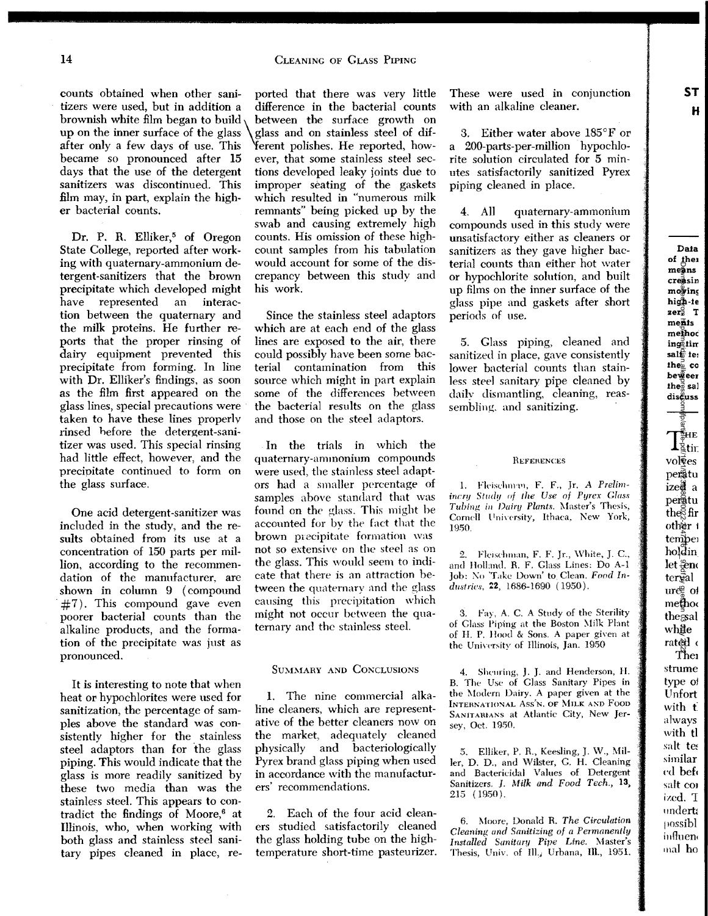counts obtained when other sanitizers were used, but in addition a brownish white film began to build up on the inner surface of the glass after only a few days of use. This became so pronounced after 15 days that the use of the detergent sanitizers was discontinued. This film may, in part, explain the higher bacterial counts.

Dr. P. R. Elliker,[5] of Oregon State College, reported after working with quaternary-ammonium detergent-sanitizers that the brown precipitate which developed might have represented an interaction between the quaternary and the milk proteins. He further reports that the proper rinsing of dairy equipment prevented this precipitate from forming. In line with Dr. Elliker's findings, as soon as the film first appeared on the glass lines, special precautions were taken to have these lines properly rinsed before the detergent-sanitizer was used. This special rinsing had little effect, however, and the precipitate continued to form on the glass surface.

One acid detergent-sanitizer was included in the study, and the results obtained from its use at a concentration of 150 parts per million, according to the recommendation of the manufacturer, are shown in column 9 (compound #7). This compound gave even poorer bacterial counts than the alkaline products, and the formation of the precipitate was just as pronounced.

It is interesting to note that when heat or hypochlorites were used for sanitization, the percentage of samples above the standard was consistently higher for the stainless steel adaptors than for the glass piping. This would indicate that the glass is more readily sanitized by these two media than was the stainless steel. This appears to contradict the findings of Moore,[6] at Illinois, who, when working with both glass and stainless steel sanitary pipes cleaned in place, reported that there was very little difference in the bacterial counts between the surface growth on glass and on stainless steel of different polishes. He reported, however, that some stainless steel sections developed leaky joints due to improper seating of the gaskets which resulted in "numerous milk remnants" being picked up by the swab and causing extremely high counts. His omission of these high-count samples from his tabulation would account for some of the discrepancy between this study and his work.

Since the stainless steel adaptors which are at each end of the glass lines are exposed to the air, there could possibly have been some bacterial contamination from this source which might in part explain some of the differences between the bacterial results on the glass and those on the steel adaptors.

In the trials in which the quaternary-ammonium compounds were used, the stainless steel adaptors had a smaller percentage of samples above standard that was found on the glass. This might be accounted for by the fact that the brown precipitate formation was not so extensive on the steel as on the glass. This would seem to indicate that there is an attraction between the quaternary and the glass causing this precipitation which might not occur between the quaternary and the stainless steel.

## Summary and Conclusions

1. The nine commercial alkaline cleaners, which are representative of the better cleaners now on the market, adequately cleaned physically and bacteriologically Pyrex brand glass piping when used in accordance with the manufacturers' recommendations.

2. Each of the four acid cleaners studied satisfactorily cleaned the glass holding tube on the high-temperature short-time pasteurizer. These were used in conjunction with an alkaline cleaner.

3. Either water above 185°F or a 200-parts-per-million hypochlorite solution circulated for 5 minutes satisfactorily sanitized Pyrex piping cleaned in place.

4. All quaternary-ammonium compounds used in this study were unsatisfactory either as cleaners or sanitizers as they gave higher bacterial counts than either hot water or hypochlorite solution, and built up films on the inner surface of the glass pipe and gaskets after short periods of use.

5. Glass piping, cleaned and sanitized in place, gave consistently lower bacterial counts than stainless steel sanitary pipe cleaned by daily dismantling, cleaning, reassembling, and sanitizing.

## References

1. Fleischman, F. F., Jr. *A Preliminary Study of the Use of Pyrex Glass Tubing in Dairy Plants.* Master's Thesis, Cornell University, Ithaca, New York, 1950.

2. Fleischman, F. F. Jr., White, J. C., and Holland, R. F. Glass Lines: Do A-1 Job: No 'Take Down' to Clean. *Food Industries*, **22**, 1686-1690 (1950).

3. Fay, A. C. A Study of the Sterility of Glass Piping at the Boston Milk Plant of H. P. Hood & Sons. A paper given at the University of Illinois, Jan. 1950

4. Sheuring, J. J. and Henderson, H. B. The Use of Glass Sanitary Pipes in the Modern Dairy. A paper given at the International Ass'n. of Milk and Food Sanitarians at Atlantic City, New Jersey, Oct. 1950.

5. Elliker, P. R., Keesling, J. W., Miller, D. D., and Wilster, G. H. Cleaning and Bactericidal Values of Detergent Sanitizers. *J. Milk and Food Tech.*, **13**, 215 (1950).

6. Moore, Donald R. *The Circulation Cleaning and Sanitizing of a Permanently Installed Sanitary Pipe Line.* Master's Thesis, Univ. of Ill., Urbana, Ill., 1951.